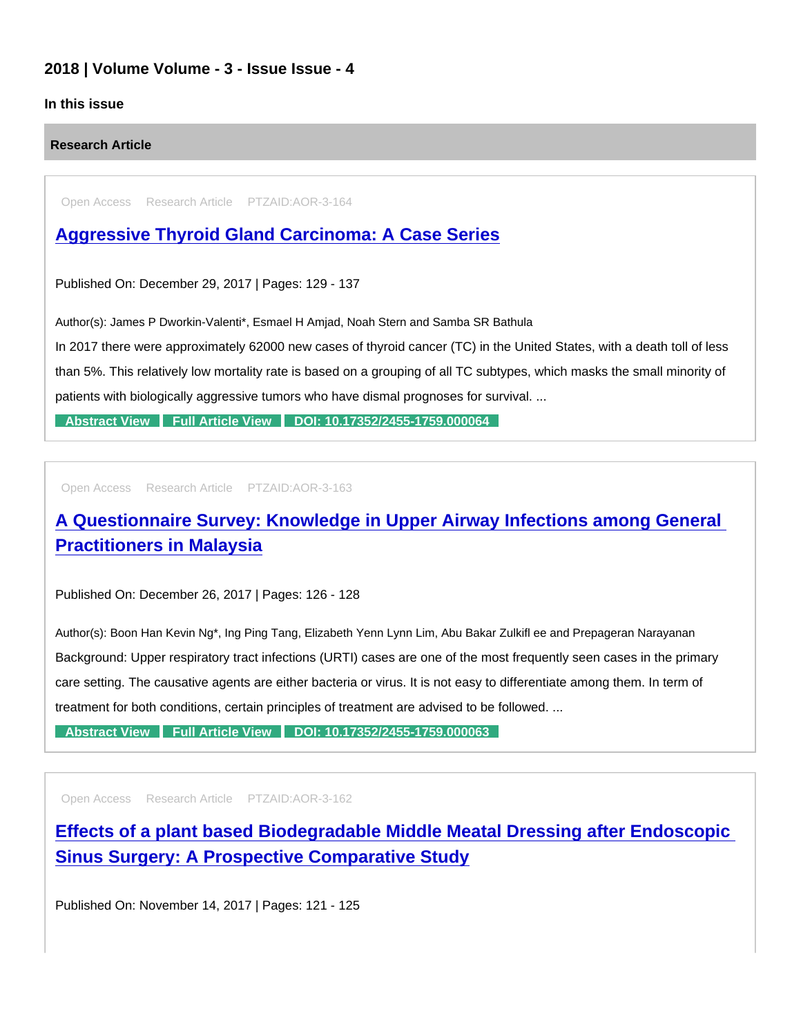## 2018 | Volume Volume - 3 - Issue Issue - 4

### In this issue

### Research Article

Open Access Research Article PTZAID:AOR-3-164

### [Aggressive Thyroid Gland Carcinoma: A Case Series]

Published On: December 29, 2017 | Pages: 129 - 137

Author(s): James P Dworkin-Valenti*, Esmael H Amjad, Noah Stern and Samba SR Bathula

In 2017 there were approximately 62000 new cases of thyroid cancer (TC) in the United States, with a death toll of less than 5%. This relatively low mortality rate is based on a grouping of all TC subtypes, which masks the small minority of patients with biologically aggressive tumors who have dismal prognoses for survival. ...

Abstract View | Full Article View | DOI: 10.17352/2455-1759.000064

Open Access Research Article PTZAID:AOR-3-163

### [A Questionnaire Survey: Knowledge in Upper Airway Infections among General Practitioners in Malaysia]

Published On: December 26, 2017 | Pages: 126 - 128

Author(s): Boon Han Kevin Ng*, Ing Ping Tang, Elizabeth Yenn Lynn Lim, Abu Bakar Zulkifl ee and Prepageran Narayanan

Background: Upper respiratory tract infections (URTI) cases are one of the most frequently seen cases in the primary care setting. The causative agents are either bacteria or virus. It is not easy to differentiate among them. In term of treatment for both conditions, certain principles of treatment are advised to be followed. ...

Abstract View | Full Article View | DOI: 10.17352/2455-1759.000063

Open Access Research Article PTZAID:AOR-3-162

### [Effects of a plant based Biodegradable Middle Meatal Dressing after Endoscopic Sinus Surgery: A Prospective Comparative Study]

Published On: November 14, 2017 | Pages: 121 - 125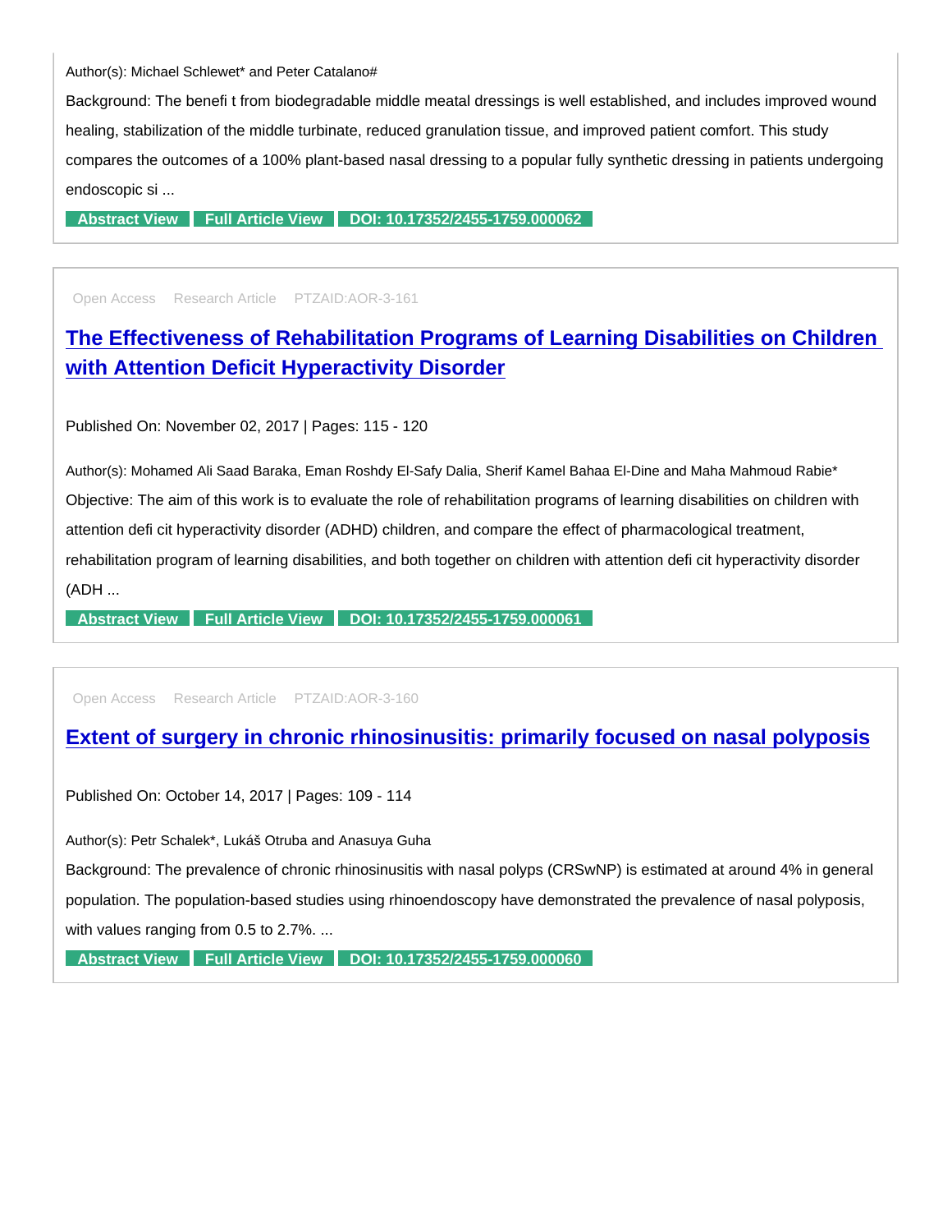Author(s): Michael Schlewet* and Peter Catalano#

Background: The benefi t from biodegradable middle meatal dressings is well established, and includes improved wound healing, stabilization of the middle turbinate, reduced granulation tissue, and improved patient comfort. This study compares the outcomes of a 100% plant-based nasal dressing to a popular fully synthetic dressing in patients undergoing endoscopic si ...

**Abstract View** **Full Article View** **DOI: 10.17352/2455-1759.000062**

---

Open Access Research Article PTZAID:AOR-3-161

## [The Effectiveness of Rehabilitation Programs of Learning Disabilities on Children with Attention Deficit Hyperactivity Disorder]

Published On: November 02, 2017 | Pages: 115 - 120

Author(s): Mohamed Ali Saad Baraka, Eman Roshdy El-Safy Dalia, Sherif Kamel Bahaa El-Dine and Maha Mahmoud Rabie*

Objective: The aim of this work is to evaluate the role of rehabilitation programs of learning disabilities on children with attention defi cit hyperactivity disorder (ADHD) children, and compare the effect of pharmacological treatment, rehabilitation program of learning disabilities, and both together on children with attention defi cit hyperactivity disorder (ADH ...

**Abstract View** **Full Article View** **DOI: 10.17352/2455-1759.000061**

---

Open Access Research Article PTZAID:AOR-3-160

## [Extent of surgery in chronic rhinosinusitis: primarily focused on nasal polyposis]

Published On: October 14, 2017 | Pages: 109 - 114

Author(s): Petr Schalek*, Lukáš Otruba and Anasuya Guha

Background: The prevalence of chronic rhinosinusitis with nasal polyps (CRSwNP) is estimated at around 4% in general population. The population-based studies using rhinoendoscopy have demonstrated the prevalence of nasal polyposis, with values ranging from 0.5 to 2.7%. ...

**Abstract View** **Full Article View** **DOI: 10.17352/2455-1759.000060**